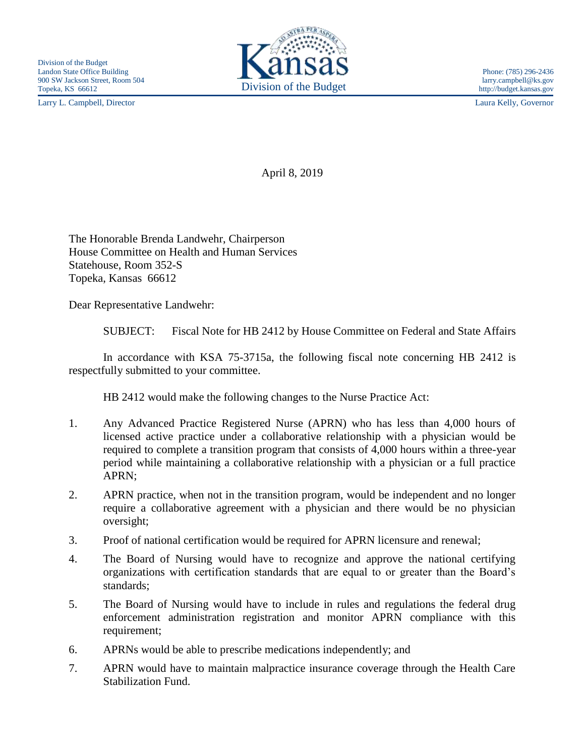Division of the Budget
Landon State Office Building
900 SW Jackson Street, Room 504
Topeka, KS 66612

Kansas
Division of the Budget

Phone: (785) 296-2436
larry.campbell@ks.gov
http://budget.kansas.gov

Larry L. Campbell, Director

Laura Kelly, Governor

April 8, 2019

The Honorable Brenda Landwehr, Chairperson
House Committee on Health and Human Services
Statehouse, Room 352-S
Topeka, Kansas 66612

Dear Representative Landwehr:

SUBJECT: Fiscal Note for HB 2412 by House Committee on Federal and State Affairs

In accordance with KSA 75-3715a, the following fiscal note concerning HB 2412 is respectfully submitted to your committee.

HB 2412 would make the following changes to the Nurse Practice Act:

1. Any Advanced Practice Registered Nurse (APRN) who has less than 4,000 hours of licensed active practice under a collaborative relationship with a physician would be required to complete a transition program that consists of 4,000 hours within a three-year period while maintaining a collaborative relationship with a physician or a full practice APRN;
2. APRN practice, when not in the transition program, would be independent and no longer require a collaborative agreement with a physician and there would be no physician oversight;
3. Proof of national certification would be required for APRN licensure and renewal;
4. The Board of Nursing would have to recognize and approve the national certifying organizations with certification standards that are equal to or greater than the Board's standards;
5. The Board of Nursing would have to include in rules and regulations the federal drug enforcement administration registration and monitor APRN compliance with this requirement;
6. APRNs would be able to prescribe medications independently; and
7. APRN would have to maintain malpractice insurance coverage through the Health Care Stabilization Fund.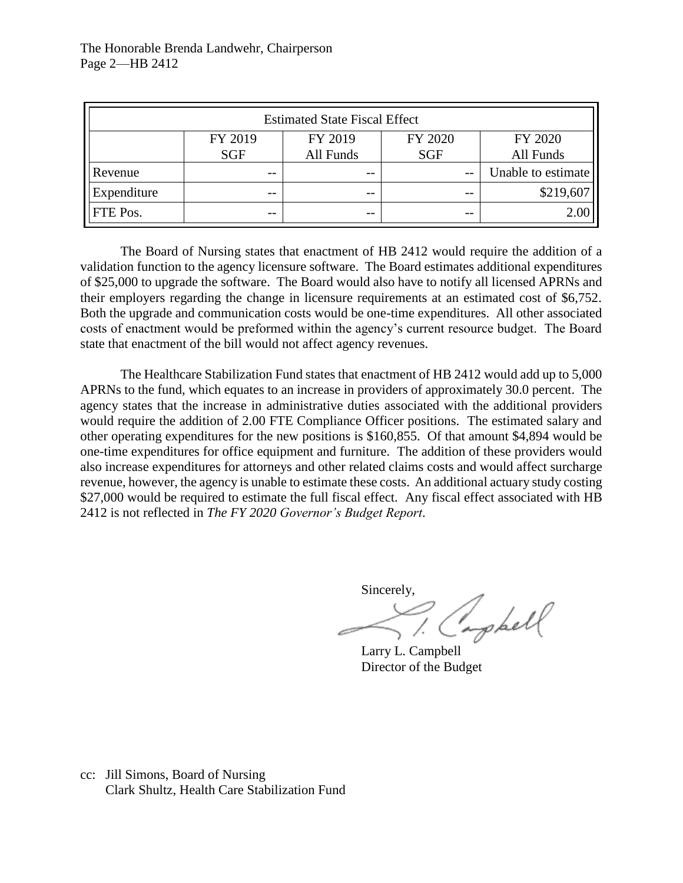| Estimated State Fiscal Effect | | | | |
| --- | --- | --- | --- | --- |
| | FY 2019 SGF | FY 2019 All Funds | FY 2020 SGF | FY 2020 All Funds |
| Revenue | -- | -- | -- | Unable to estimate |
| Expenditure | -- | -- | -- | $219,607 |
| FTE Pos. | -- | -- | -- | 2.00 |

The Board of Nursing states that enactment of HB 2412 would require the addition of a validation function to the agency licensure software. The Board estimates additional expenditures of $25,000 to upgrade the software. The Board would also have to notify all licensed APRNs and their employers regarding the change in licensure requirements at an estimated cost of $6,752. Both the upgrade and communication costs would be one-time expenditures. All other associated costs of enactment would be preformed within the agency's current resource budget. The Board state that enactment of the bill would not affect agency revenues.

The Healthcare Stabilization Fund states that enactment of HB 2412 would add up to 5,000 APRNs to the fund, which equates to an increase in providers of approximately 30.0 percent. The agency states that the increase in administrative duties associated with the additional providers would require the addition of 2.00 FTE Compliance Officer positions. The estimated salary and other operating expenditures for the new positions is $160,855. Of that amount $4,894 would be one-time expenditures for office equipment and furniture. The addition of these providers would also increase expenditures for attorneys and other related claims costs and would affect surcharge revenue, however, the agency is unable to estimate these costs. An additional actuary study costing $27,000 would be required to estimate the full fiscal effect. Any fiscal effect associated with HB 2412 is not reflected in *The FY 2020 Governor's Budget Report*.

Sincerely,

Larry L. Campbell
Director of the Budget

cc: Jill Simons, Board of Nursing
Clark Shultz, Health Care Stabilization Fund